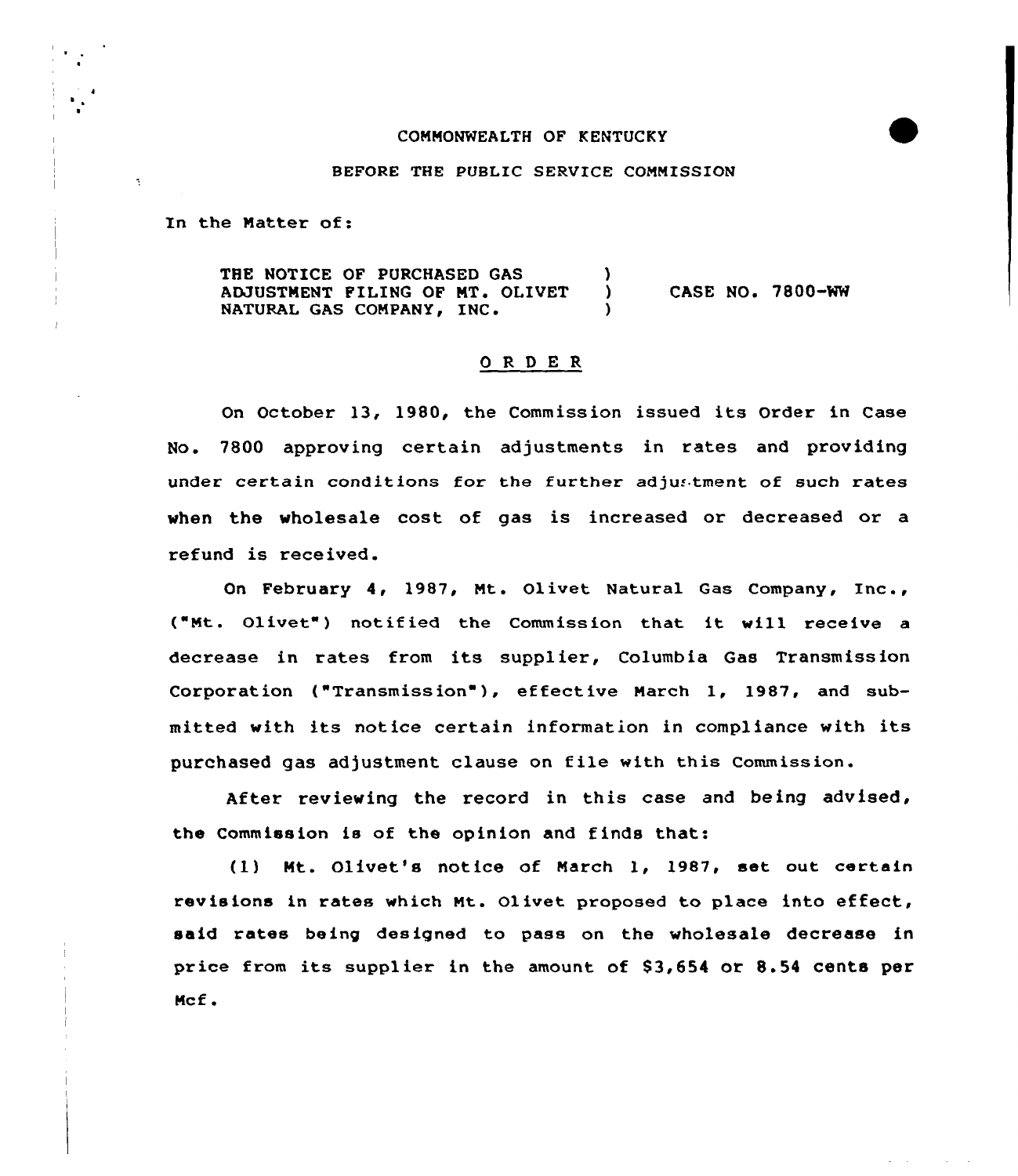COMMONWEALTH OF KENTUCKY

BEFORE THE PUBLIC SERVICE COMMISSION

In the Matter of:

THE NOTICE OF PURCHASED GAS ADJUSTMENT FILING OF MT. OLIVET NATURAL GAS COMPANY, INC. ) CASE NO. 7800-WW

## O R D E R

On October 13, 1980, the Commission issued its Order in Case No. 7800 approving certain adjustments in rates and providing under certain conditions for the further adjustment of such rates when the wholesale cost of gas is increased or decreased or a refund is received.

On February 4, 1987, Mt. Olivet Natural Gas Company, Inc., ("Mt. Olivet") notified the Commission that it will receive a decrease in rates from its supplier, Columbia Gas Transmission Corporation ("Transmission"), effective March 1, 1987, and submitted with its notice certain information in compliance with its purchased gas adjustment clause on file with this Commission.

After reviewing the record in this case and being advised, the Commission is of the opinion and finds that:

(1) Mt. Olivet's notice of March 1, 1987, set out certain revisions in rates which Mt. Olivet proposed to place into effect, said rates being designed to pass on the wholesale decrease in price from its supplier in the amount of $3,654 or 8.54 cents per Mcf.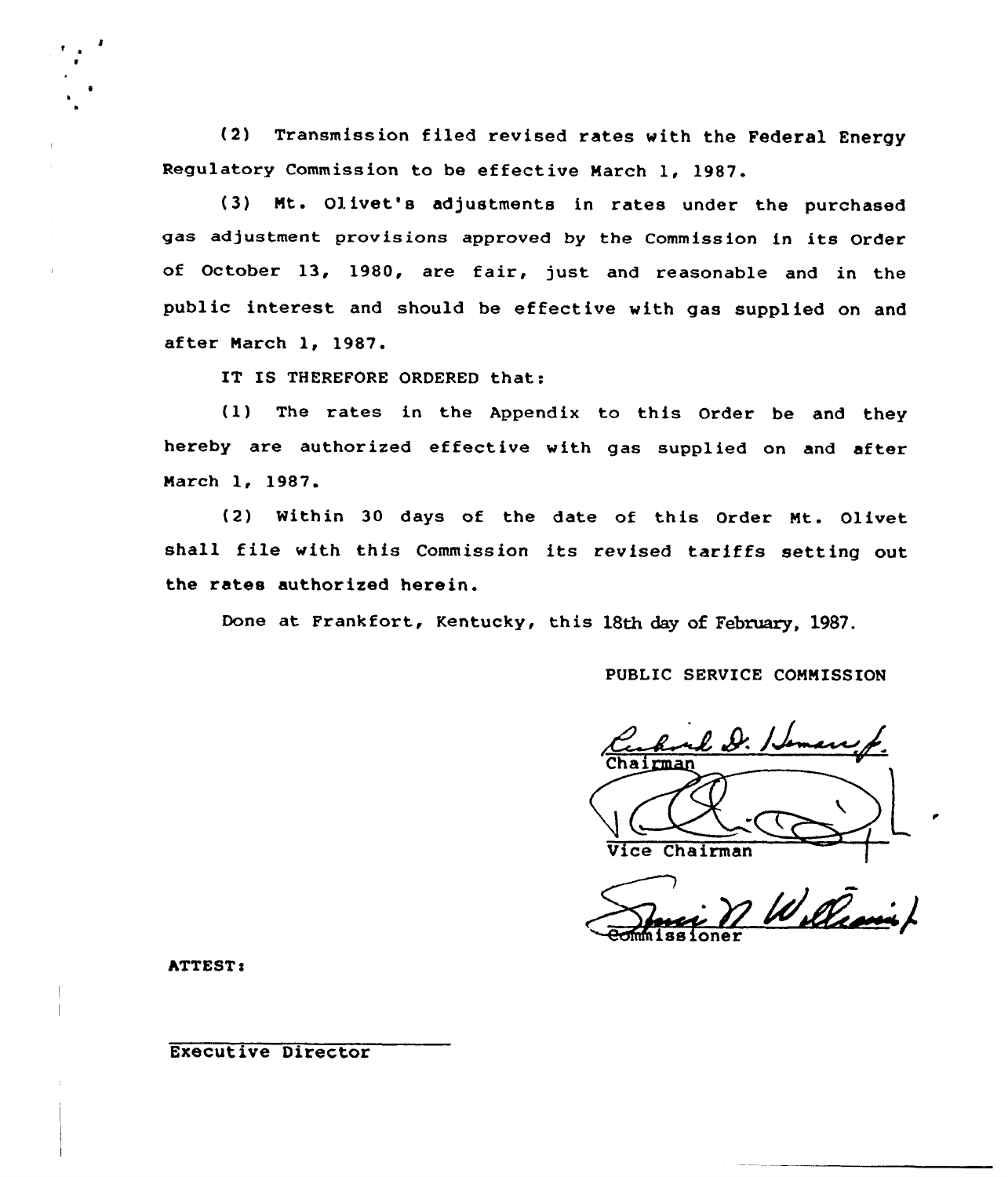(2) Transmission filed revised rates with the Federal Energy Regulatory Commission to be effective March 1, 1987.

(3) Mt. Olivet's adjustments in rates under the purchased gas adjustment provisions approved by the Commission in its Order of October 13, 1980, are fair, just and reasonable and in the public interest and should be effective with gas supplied on and after March 1, 1987.

IT IS THEREFORE ORDERED that:

(1) The rates in the Appendix to this Order be and they hereby are authorized effective with gas supplied on and after March 1, 1987.

(2) Within 30 days of the date of this Order Mt. Olivet shall file with this Commission its revised tariffs setting out the rates authorized herein.

Done at Frankfort, Kentucky, this 18th day of February, 1987.

PUBLIC SERVICE COMMISSION

Chairman

Vice Chairman

Commissioner

ATTEST:

Executive Director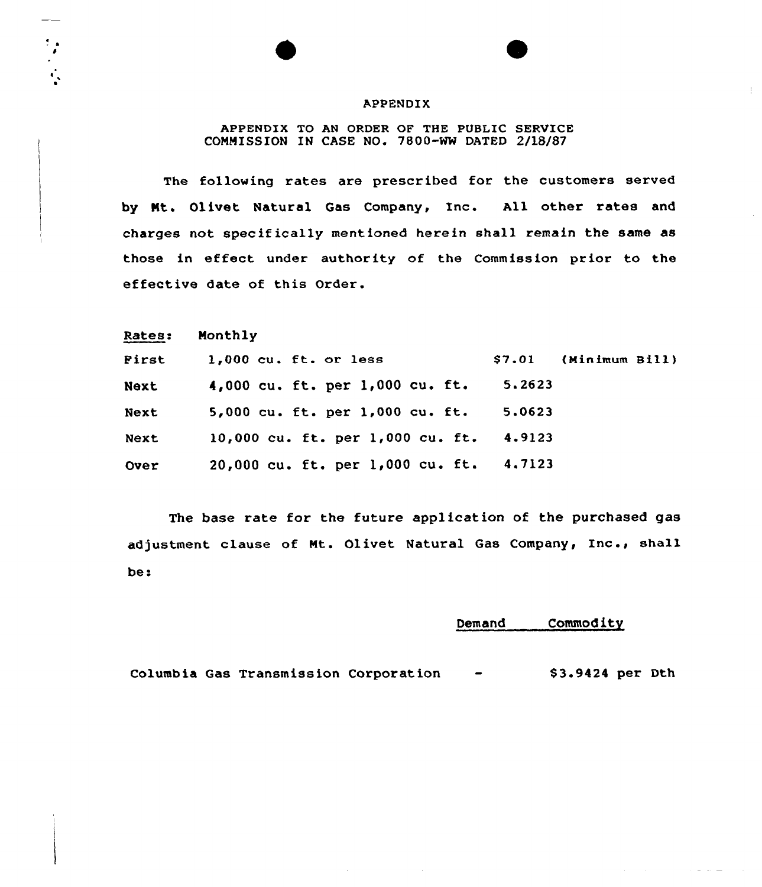# APPENDIX

## APPENDIX TO AN ORDER OF THE PUBLIC SERVICE COMMISSION IN CASE NO. 7800-WW DATED 2/18/87

The following rates are prescribed for the customers served by Mt. Olivet Natural Gas Company, Inc. All other rates and charges not specifically mentioned herein shall remain the same as those in effect under authority of the Commission prior to the effective date of this Order.

| Rates: | Monthly | | |
|---|---|---|---|
| First | 1,000 cu. ft. or less | $7.01 | (Minimum Bill) |
| Next | 4,000 cu. ft. per 1,000 cu. ft. | 5.2623 | |
| Next | 5,000 cu. ft. per 1,000 cu. ft. | 5.0623 | |
| Next | 10,000 cu. ft. per 1,000 cu. ft. | 4.9123 | |
| Over | 20,000 cu. ft. per 1,000 cu. ft. | 4.7123 | |

The base rate for the future application of the purchased gas adjustment clause of Mt. Olivet Natural Gas Company, Inc., shall be:

| | Demand | Commodity |
|---|---|---|
| Columbia Gas Transmission Corporation | - | $3.9424 per Dth |